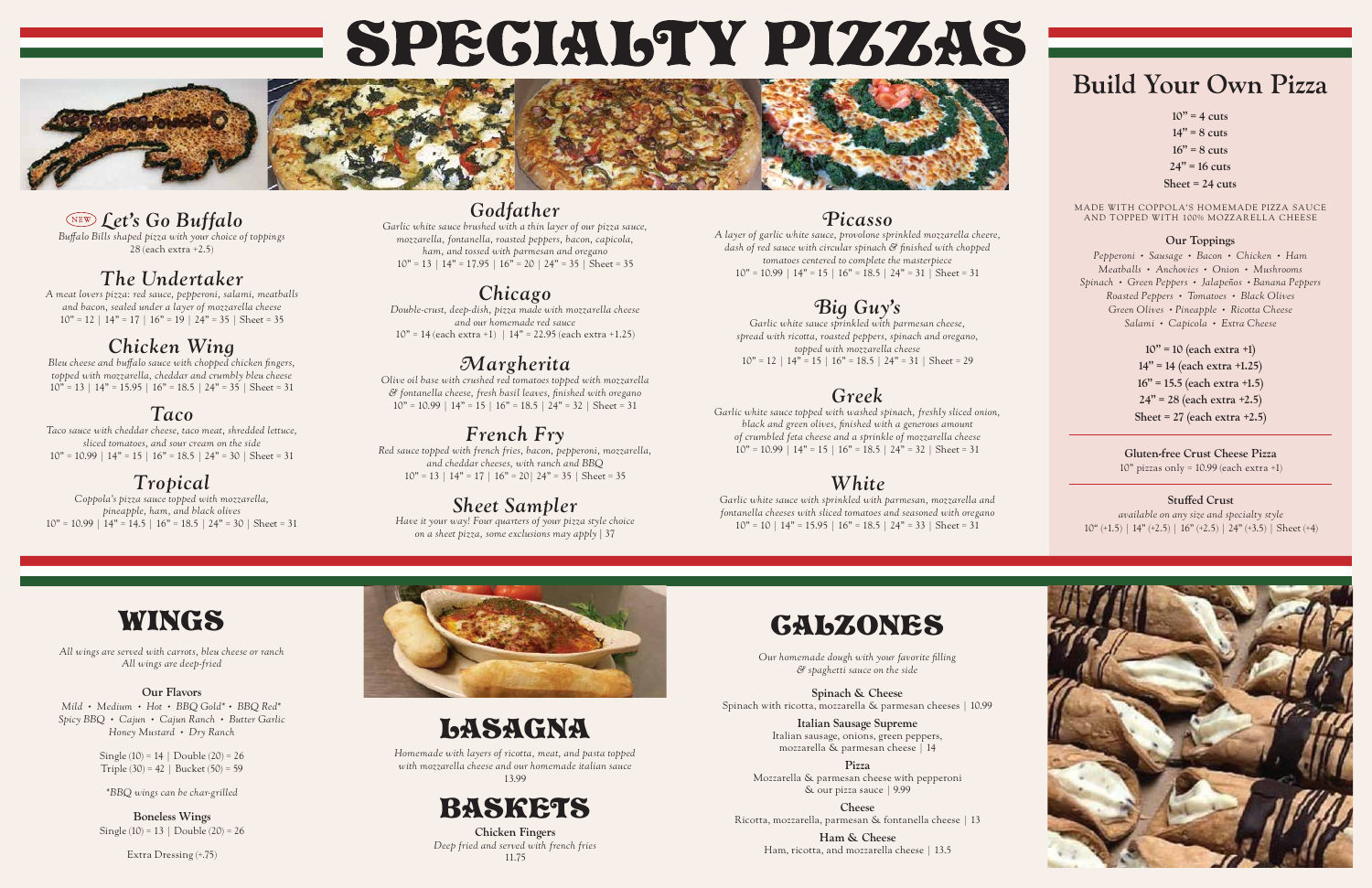# SPECIALTY PIZZAS

## NEW *Let's Go Buffalo*

*Buffalo Bills shaped pizza with your choice of toppings*

28 (each extra +2.5)

## The Undertaker

*A meat lovers pizza: red sauce, pepperoni, salami, meatballs and bacon, sealed under a layer of mozzarella cheese*

10" = 12 | 14" = 17 | 16" = 19 | 24" = 35 | Sheet = 35

## Chicken Wing

*Bleu cheese and buffalo sauce with chopped chicken fingers, topped with mozzarella, cheddar and crumbly bleu cheese*

10" = 13 | 14" = 15.95 | 16" = 18.5 | 24" = 35 | Sheet = 31

## Taco

*Taco sauce with cheddar cheese, taco meat, shredded lettuce, sliced tomatoes, and sour cream on the side*

10" = 10.99 | 14" = 15 | 16" = 18.5 | 24" = 30 | Sheet = 31

## Tropical

*Coppola's pizza sauce topped with mozzarella, pineapple, ham, and black olives*

10" = 10.99 | 14" = 14.5 | 16" = 18.5 | 24" = 30 | Sheet = 31

## Godfather

*Garlic white sauce brushed with a thin layer of our pizza sauce, mozzarella, fontanella, roasted peppers, bacon, capicola, ham, and tossed with parmesan and oregano*

10" = 13 | 14" = 17.95 | 16" = 20 | 24" = 35 | Sheet = 35

## Chicago

*Double-crust, deep-dish, pizza made with mozzarella cheese and our homemade red sauce*

10" = 14 (each extra +1) | 14" = 22.95 (each extra +1.25)

## Margherita

*Olive oil base with crushed red tomatoes topped with mozzarella & fontanella cheese, fresh basil leaves, finished with oregano*

10" = 10.99 | 14" = 15 | 16" = 18.5 | 24" = 32 | Sheet = 31

## French Fry

*Red sauce topped with french fries, bacon, pepperoni, mozzarella, and cheddar cheeses, with ranch and BBQ*

10" = 13 | 14" = 17 | 16" = 20 | 24" = 35 | Sheet = 35

## Sheet Sampler

*Have it your way! Four quarters of your pizza style choice on a sheet pizza, some exclusions may apply* | 37

## Picasso

*A layer of garlic white sauce, provolone sprinkled mozzarella cheere, dash of red sauce with circular spinach & finished with chopped tomatoes centered to complete the masterpiece*

10" = 10.99 | 14" = 15 | 16" = 18.5 | 24" = 31 | Sheet = 31

## Big Guy's

*Garlic white sauce sprinkled with parmesan cheese, spread with ricotta, roasted peppers, spinach and oregano, topped with mozzarella cheese*

10" = 12 | 14" = 15 | 16" = 18.5 | 24" = 31 | Sheet = 29

## Greek

*Garlic white sauce topped with washed spinach, freshly sliced onion, black and green olives, finished with a generous amount of crumbled feta cheese and a sprinkle of mozzarella cheese*

10" = 10.99 | 14" = 15 | 16" = 18.5 | 24" = 32 | Sheet = 31

## White

*Garlic white sauce with sprinkled with parmesan, mozzarella and fontanella cheeses with sliced tomatoes and seasoned with oregano*

10" = 10 | 14" = 15.95 | 16" = 18.5 | 24" = 33 | Sheet = 31

# Build Your Own Pizza

**10" = 4 cuts**
**14" = 8 cuts**
**16" = 8 cuts**
**24" = 16 cuts**
**Sheet = 24 cuts**

MADE WITH COPPOLA'S HOMEMADE PIZZA SAUCE AND TOPPED WITH 100% MOZZARELLA CHEESE

**Our Toppings**

*Pepperoni • Sausage • Bacon • Chicken • Ham Meatballs • Anchovies • Onion • Mushrooms Spinach • Green Peppers • Jalapeños • Banana Peppers Roasted Peppers • Tomatoes • Black Olives Green Olives • Pineapple • Ricotta Cheese Salami • Capicola • Extra Cheese*

**10" = 10 (each extra +1)**
**14" = 14 (each extra +1.25)**
**16" = 15.5 (each extra +1.5)**
**24" = 28 (each extra +2.5)**
**Sheet = 27 (each extra +2.5)**

**Gluten-free Crust Cheese Pizza**

10" pizzas only = 10.99 (each extra +1)

**Stuffed Crust**

*available on any size and specialty style*

10" (+1.5) | 14" (+2.5) | 16" (+2.5) | 24" (+3.5) | Sheet (+4)

# WINGS

*All wings are served with carrots, bleu cheese or ranch*
*All wings are deep-fried*

**Our Flavors**

*Mild • Medium • Hot • BBQ Gold* • BBQ Red* Spicy BBQ • Cajun • Cajun Ranch • Butter Garlic Honey Mustard • Dry Ranch*

Single (10) = 14 | Double (20) = 26
Triple (30) = 42 | Bucket (50) = 59

**BBQ wings can be char-grilled*

**Boneless Wings**

Single (10) = 13 | Double (20) = 26

Extra Dressing (+.75)

# LASAGNA

*Homemade with layers of ricotta, meat, and pasta topped with mozzarella cheese and our homemade italian sauce*

13.99

# BASKETS

**Chicken Fingers**

*Deep fried and served with french fries*

11.75

# CALZONES

*Our homemade dough with your favorite filling & spaghetti sauce on the side*

**Spinach & Cheese**
Spinach with ricotta, mozzarella & parmesan cheeses | 10.99

**Italian Sausage Supreme**
Italian sausage, onions, green peppers, mozzarella & parmesan cheese | 14

**Pizza**
Mozzarella & parmesan cheese with pepperoni & our pizza sauce | 9.99

**Cheese**
Ricotta, mozzarella, parmesan & fontanella cheese | 13

**Ham & Cheese**
Ham, ricotta, and mozzarella cheese | 13.5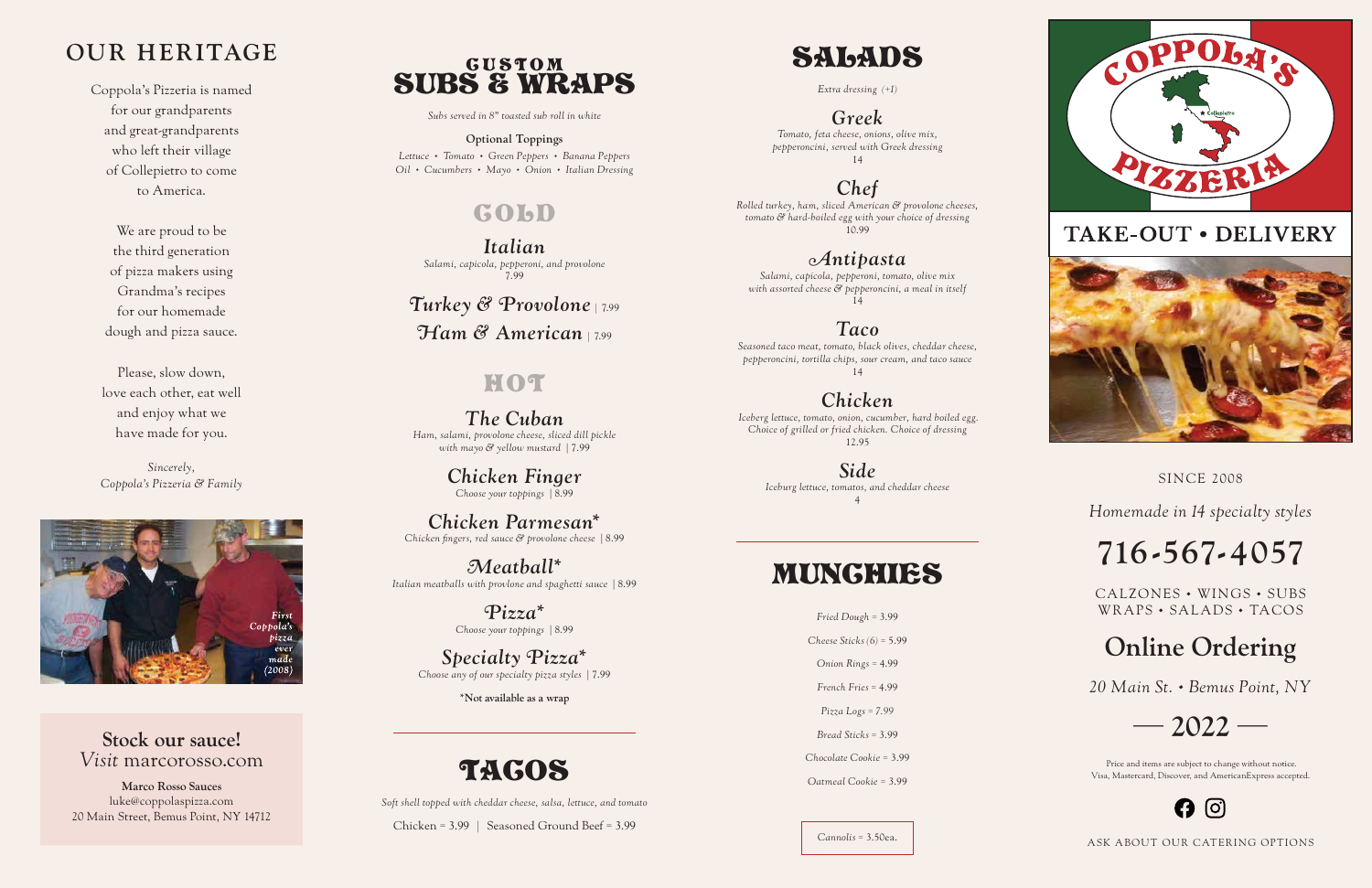# OUR HERITAGE

Coppola's Pizzeria is named for our grandparents and great-grandparents who left their village of Collepietro to come to America.

We are proud to be the third generation of pizza makers using Grandma's recipes for our homemade dough and pizza sauce.

Please, slow down, love each other, eat well and enjoy what we have made for you.

*Sincerely,*
*Coppola's Pizzeria & Family*

*First Coppola's pizza ever made (2008)*

**Stock our sauce!**
*Visit* marcorosso.com

**Marco Rosso Sauces**
luke@coppolaspizza.com
20 Main Street, Bemus Point, NY 14712

# CUSTOM SUBS & WRAPS

*Subs served in 8" toasted sub roll in white*

**Optional Toppings**
*Lettuce • Tomato • Green Peppers • Banana Peppers Oil • Cucumbers • Mayo • Onion • Italian Dressing*

## GOLD

### Italian
*Salami, capicola, pepperoni, and provolone*
7.99

### Turkey & Provolone | 7.99

### Ham & American | 7.99

## HOT

### The Cuban
*Ham, salami, provolone cheese, sliced dill pickle with mayo & yellow mustard* | 7.99

### Chicken Finger
*Choose your toppings* | 8.99

### Chicken Parmesan*
*Chicken fingers, red sauce & provolone cheese* | 8.99

### Meatball*
*Italian meatballs with provlone and spaghetti sauce* | 8.99

### Pizza*
*Choose your toppings* | 8.99

### Specialty Pizza*
*Choose any of our specialty pizza styles* | 7.99

**\*Not available as a wrap**

# TACOS

*Soft shell topped with cheddar cheese, salsa, lettuce, and tomato*

Chicken = 3.99 | Seasoned Ground Beef = 3.99

# SALADS

*Extra dressing (+1)*

### Greek
*Tomato, feta cheese, onions, olive mix, pepperoncini, served with Greek dressing*
14

### Chef
*Rolled turkey, ham, sliced American & provolone cheeses, tomato & hard-boiled egg with your choice of dressing*
10.99

### Antipasta
*Salami, capicola, pepperoni, tomato, olive mix with assorted cheese & pepperoncini, a meal in itself*
14

### Taco
*Seasoned taco meat, tomato, black olives, cheddar cheese, pepperoncini, tortilla chips, sour cream, and taco sauce*
14

### Chicken
*Iceberg lettuce, tomato, onion, cucumber, hard boiled egg. Choice of grilled or fried chicken. Choice of dressing*
12.95

### Side
*Iceburg lettuce, tomatos, and cheddar cheese*
4

# MUNCHIES

*Fried Dough* = 3.99

*Cheese Sticks (6)* = 5.99

*Onion Rings* = 4.99

*French Fries* = 4.99

*Pizza Logs* = 7.99

*Bread Sticks* = 3.99

*Chocolate Cookie* = 3.99

*Oatmeal Cookie* = 3.99

*Cannolis* = 3.50ea.

COPPOLA'S PIZZERIA

★ Collepietro

## TAKE-OUT • DELIVERY

SINCE 2008

*Homemade in 14 specialty styles*

## 716-567-4057

CALZONES • WINGS • SUBS
WRAPS • SALADS • TACOS

## Online Ordering

*20 Main St. • Bemus Point, NY*

## — 2022 —

Price and items are subject to change without notice.
Visa, Mastercard, Discover, and AmericanExpress accepted.

ASK ABOUT OUR CATERING OPTIONS